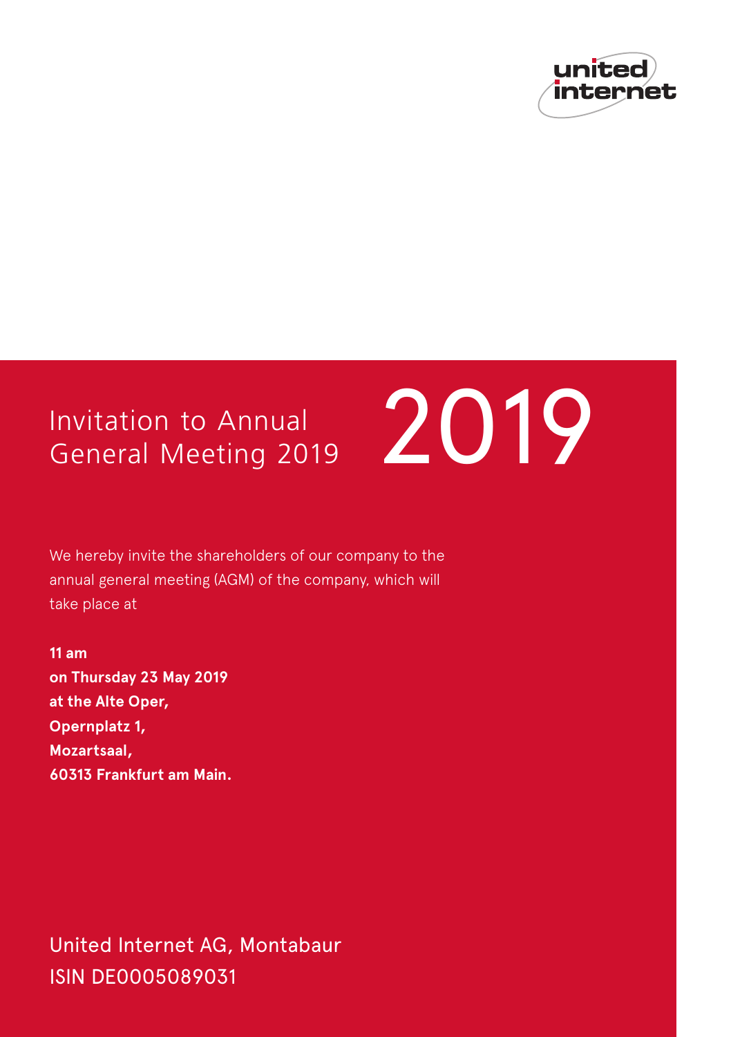united internet

# Invitation to Annual General Meeting 2019

# 2019

We hereby invite the shareholders of our company to the annual general meeting (AGM) of the company, which will take place at

**11 am**
**on Thursday 23 May 2019**
**at the Alte Oper,**
**Opernplatz 1,**
**Mozartsaal,**
**60313 Frankfurt am Main.**

United Internet AG, Montabaur
ISIN DE0005089031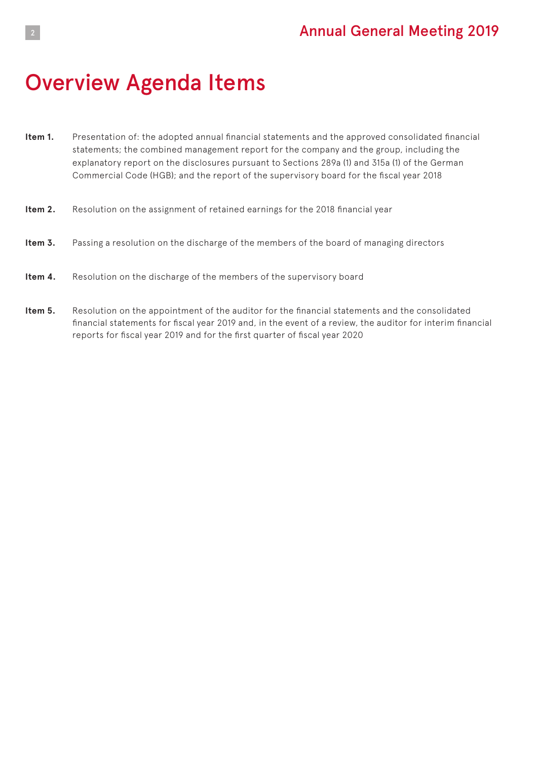# Overview Agenda Items

**Item 1.** Presentation of: the adopted annual financial statements and the approved consolidated financial statements; the combined management report for the company and the group, including the explanatory report on the disclosures pursuant to Sections 289a (1) and 315a (1) of the German Commercial Code (HGB); and the report of the supervisory board for the fiscal year 2018

**Item 2.** Resolution on the assignment of retained earnings for the 2018 financial year

**Item 3.** Passing a resolution on the discharge of the members of the board of managing directors

**Item 4.** Resolution on the discharge of the members of the supervisory board

**Item 5.** Resolution on the appointment of the auditor for the financial statements and the consolidated financial statements for fiscal year 2019 and, in the event of a review, the auditor for interim financial reports for fiscal year 2019 and for the first quarter of fiscal year 2020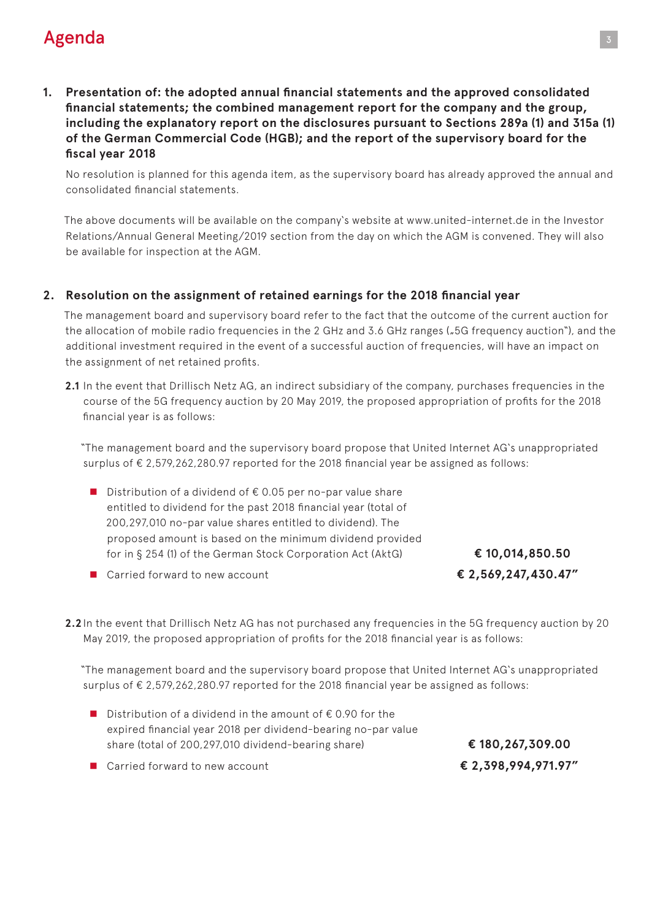# Agenda

**1. Presentation of: the adopted annual financial statements and the approved consolidated financial statements; the combined management report for the company and the group, including the explanatory report on the disclosures pursuant to Sections 289a (1) and 315a (1) of the German Commercial Code (HGB); and the report of the supervisory board for the fiscal year 2018**

No resolution is planned for this agenda item, as the supervisory board has already approved the annual and consolidated financial statements.

The above documents will be available on the company's website at www.united-internet.de in the Investor Relations/Annual General Meeting/2019 section from the day on which the AGM is convened. They will also be available for inspection at the AGM.

**2. Resolution on the assignment of retained earnings for the 2018 financial year**

The management board and supervisory board refer to the fact that the outcome of the current auction for the allocation of mobile radio frequencies in the 2 GHz and 3.6 GHz ranges („5G frequency auction"), and the additional investment required in the event of a successful auction of frequencies, will have an impact on the assignment of net retained profits.

**2.1** In the event that Drillisch Netz AG, an indirect subsidiary of the company, purchases frequencies in the course of the 5G frequency auction by 20 May 2019, the proposed appropriation of profits for the 2018 financial year is as follows:

"The management board and the supervisory board propose that United Internet AG's unappropriated surplus of € 2,579,262,280.97 reported for the 2018 financial year be assigned as follows:

| | |
|---|---|
| Distribution of a dividend of € 0.05 per no-par value share entitled to dividend for the past 2018 financial year (total of 200,297,010 no-par value shares entitled to dividend). The proposed amount is based on the minimum dividend provided for in § 254 (1) of the German Stock Corporation Act (AktG) | **€ 10,014,850.50** |
| Carried forward to new account | **€ 2,569,247,430.47"** |

**2.2** In the event that Drillisch Netz AG has not purchased any frequencies in the 5G frequency auction by 20 May 2019, the proposed appropriation of profits for the 2018 financial year is as follows:

"The management board and the supervisory board propose that United Internet AG's unappropriated surplus of € 2,579,262,280.97 reported for the 2018 financial year be assigned as follows:

| | |
|---|---|
| Distribution of a dividend in the amount of € 0.90 for the expired financial year 2018 per dividend-bearing no-par value share (total of 200,297,010 dividend-bearing share) | **€ 180,267,309.00** |
| Carried forward to new account | **€ 2,398,994,971.97"** |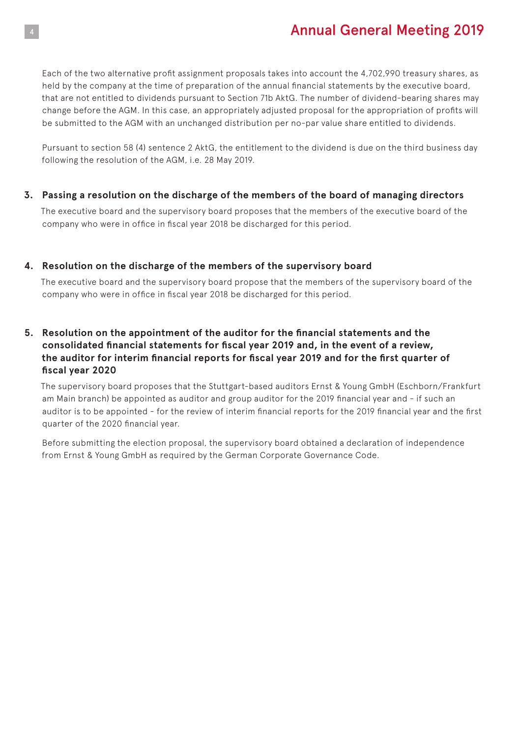Each of the two alternative profit assignment proposals takes into account the 4,702,990 treasury shares, as held by the company at the time of preparation of the annual financial statements by the executive board, that are not entitled to dividends pursuant to Section 71b AktG. The number of dividend-bearing shares may change before the AGM. In this case, an appropriately adjusted proposal for the appropriation of profits will be submitted to the AGM with an unchanged distribution per no-par value share entitled to dividends.

Pursuant to section 58 (4) sentence 2 AktG, the entitlement to the dividend is due on the third business day following the resolution of the AGM, i.e. 28 May 2019.

## 3. Passing a resolution on the discharge of the members of the board of managing directors

The executive board and the supervisory board proposes that the members of the executive board of the company who were in office in fiscal year 2018 be discharged for this period.

## 4. Resolution on the discharge of the members of the supervisory board

The executive board and the supervisory board propose that the members of the supervisory board of the company who were in office in fiscal year 2018 be discharged for this period.

## 5. Resolution on the appointment of the auditor for the financial statements and the consolidated financial statements for fiscal year 2019 and, in the event of a review, the auditor for interim financial reports for fiscal year 2019 and for the first quarter of fiscal year 2020

The supervisory board proposes that the Stuttgart-based auditors Ernst & Young GmbH (Eschborn/Frankfurt am Main branch) be appointed as auditor and group auditor for the 2019 financial year and - if such an auditor is to be appointed - for the review of interim financial reports for the 2019 financial year and the first quarter of the 2020 financial year.

Before submitting the election proposal, the supervisory board obtained a declaration of independence from Ernst & Young GmbH as required by the German Corporate Governance Code.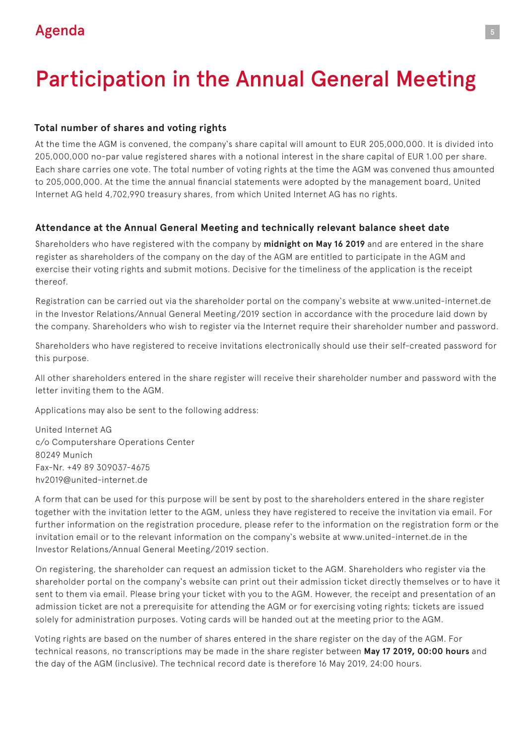# Participation in the Annual General Meeting

### Total number of shares and voting rights

At the time the AGM is convened, the company`s share capital will amount to EUR 205,000,000. It is divided into 205,000,000 no-par value registered shares with a notional interest in the share capital of EUR 1.00 per share. Each share carries one vote. The total number of voting rights at the time the AGM was convened thus amounted to 205,000,000. At the time the annual financial statements were adopted by the management board, United Internet AG held 4,702,990 treasury shares, from which United Internet AG has no rights.

### Attendance at the Annual General Meeting and technically relevant balance sheet date

Shareholders who have registered with the company by **midnight on May 16 2019** and are entered in the share register as shareholders of the company on the day of the AGM are entitled to participate in the AGM and exercise their voting rights and submit motions. Decisive for the timeliness of the application is the receipt thereof.

Registration can be carried out via the shareholder portal on the company`s website at www.united-internet.de in the Investor Relations/Annual General Meeting/2019 section in accordance with the procedure laid down by the company. Shareholders who wish to register via the Internet require their shareholder number and password.

Shareholders who have registered to receive invitations electronically should use their self-created password for this purpose.

All other shareholders entered in the share register will receive their shareholder number and password with the letter inviting them to the AGM.

Applications may also be sent to the following address:

United Internet AG
c/o Computershare Operations Center
80249 Munich
Fax-Nr. +49 89 309037-4675
hv2019@united-internet.de

A form that can be used for this purpose will be sent by post to the shareholders entered in the share register together with the invitation letter to the AGM, unless they have registered to receive the invitation via email. For further information on the registration procedure, please refer to the information on the registration form or the invitation email or to the relevant information on the company`s website at www.united-internet.de in the Investor Relations/Annual General Meeting/2019 section.

On registering, the shareholder can request an admission ticket to the AGM. Shareholders who register via the shareholder portal on the company`s website can print out their admission ticket directly themselves or to have it sent to them via email. Please bring your ticket with you to the AGM. However, the receipt and presentation of an admission ticket are not a prerequisite for attending the AGM or for exercising voting rights; tickets are issued solely for administration purposes. Voting cards will be handed out at the meeting prior to the AGM.

Voting rights are based on the number of shares entered in the share register on the day of the AGM. For technical reasons, no transcriptions may be made in the share register between **May 17 2019, 00:00 hours** and the day of the AGM (inclusive). The technical record date is therefore 16 May 2019, 24:00 hours.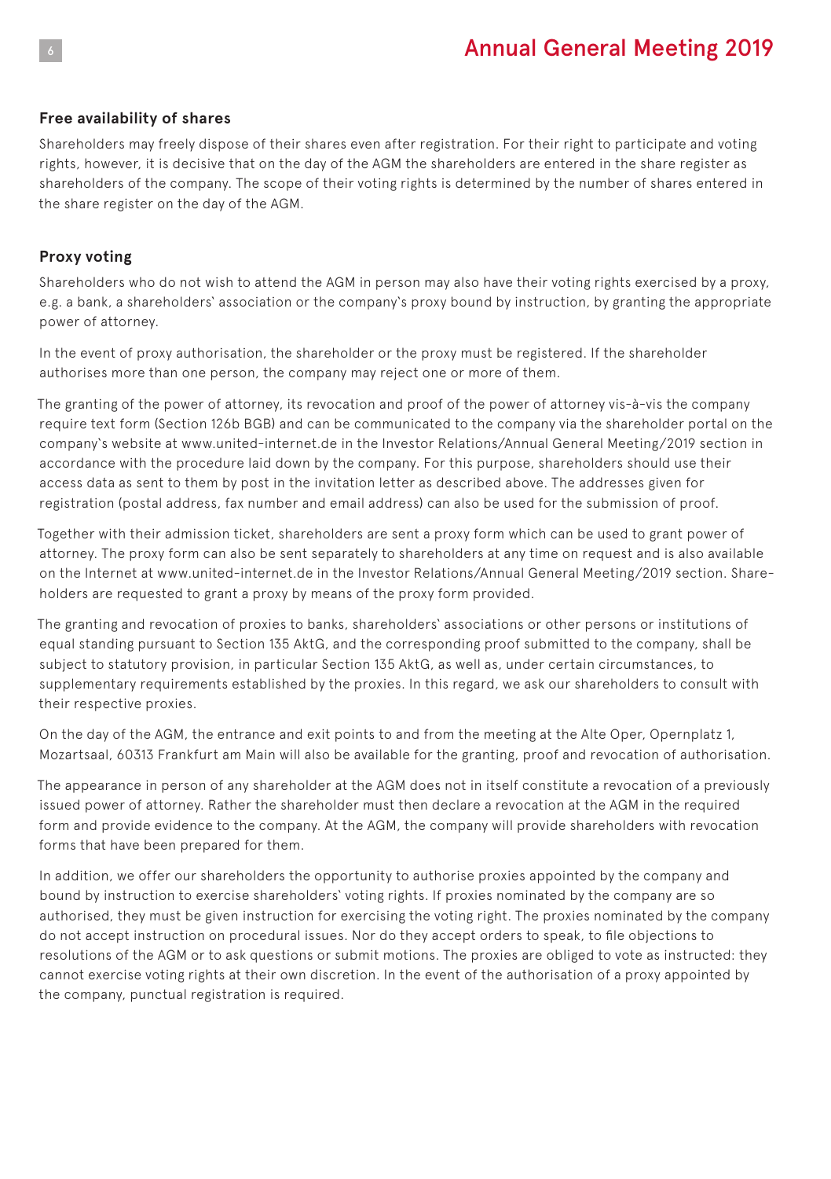## Free availability of shares

Shareholders may freely dispose of their shares even after registration. For their right to participate and voting rights, however, it is decisive that on the day of the AGM the shareholders are entered in the share register as shareholders of the company. The scope of their voting rights is determined by the number of shares entered in the share register on the day of the AGM.

## Proxy voting

Shareholders who do not wish to attend the AGM in person may also have their voting rights exercised by a proxy, e.g. a bank, a shareholders' association or the company's proxy bound by instruction, by granting the appropriate power of attorney.

In the event of proxy authorisation, the shareholder or the proxy must be registered. If the shareholder authorises more than one person, the company may reject one or more of them.

The granting of the power of attorney, its revocation and proof of the power of attorney vis-à-vis the company require text form (Section 126b BGB) and can be communicated to the company via the shareholder portal on the company's website at www.united-internet.de in the Investor Relations/Annual General Meeting/2019 section in accordance with the procedure laid down by the company. For this purpose, shareholders should use their access data as sent to them by post in the invitation letter as described above. The addresses given for registration (postal address, fax number and email address) can also be used for the submission of proof.

Together with their admission ticket, shareholders are sent a proxy form which can be used to grant power of attorney. The proxy form can also be sent separately to shareholders at any time on request and is also available on the Internet at www.united-internet.de in the Investor Relations/Annual General Meeting/2019 section. Shareholders are requested to grant a proxy by means of the proxy form provided.

The granting and revocation of proxies to banks, shareholders' associations or other persons or institutions of equal standing pursuant to Section 135 AktG, and the corresponding proof submitted to the company, shall be subject to statutory provision, in particular Section 135 AktG, as well as, under certain circumstances, to supplementary requirements established by the proxies. In this regard, we ask our shareholders to consult with their respective proxies.

On the day of the AGM, the entrance and exit points to and from the meeting at the Alte Oper, Opernplatz 1, Mozartsaal, 60313 Frankfurt am Main will also be available for the granting, proof and revocation of authorisation.

The appearance in person of any shareholder at the AGM does not in itself constitute a revocation of a previously issued power of attorney. Rather the shareholder must then declare a revocation at the AGM in the required form and provide evidence to the company. At the AGM, the company will provide shareholders with revocation forms that have been prepared for them.

In addition, we offer our shareholders the opportunity to authorise proxies appointed by the company and bound by instruction to exercise shareholders' voting rights. If proxies nominated by the company are so authorised, they must be given instruction for exercising the voting right. The proxies nominated by the company do not accept instruction on procedural issues. Nor do they accept orders to speak, to file objections to resolutions of the AGM or to ask questions or submit motions. The proxies are obliged to vote as instructed: they cannot exercise voting rights at their own discretion. In the event of the authorisation of a proxy appointed by the company, punctual registration is required.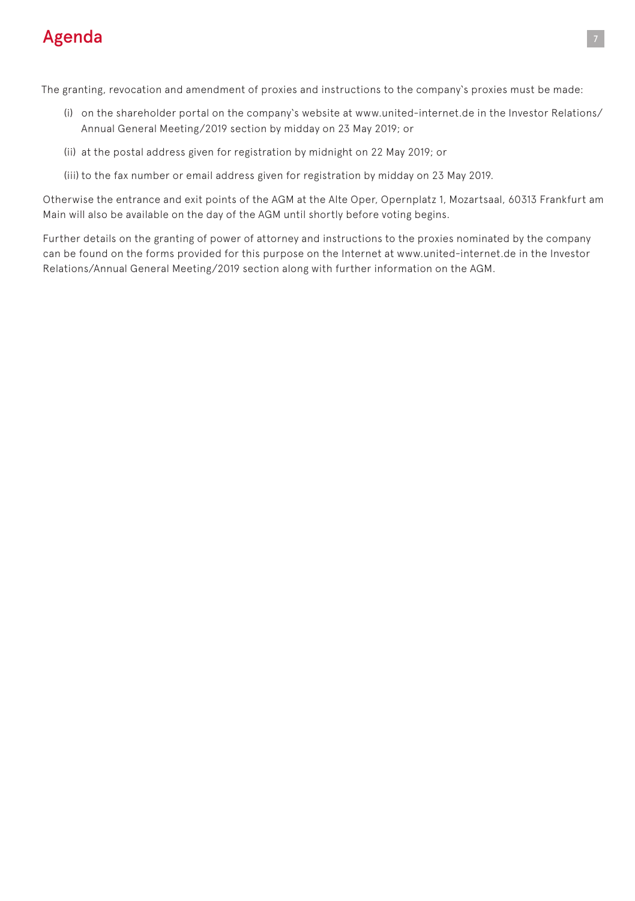The granting, revocation and amendment of proxies and instructions to the company's proxies must be made:

(i) on the shareholder portal on the company's website at www.united-internet.de in the Investor Relations/Annual General Meeting/2019 section by midday on 23 May 2019; or

(ii) at the postal address given for registration by midnight on 22 May 2019; or

(iii) to the fax number or email address given for registration by midday on 23 May 2019.

Otherwise the entrance and exit points of the AGM at the Alte Oper, Opernplatz 1, Mozartsaal, 60313 Frankfurt am Main will also be available on the day of the AGM until shortly before voting begins.

Further details on the granting of power of attorney and instructions to the proxies nominated by the company can be found on the forms provided for this purpose on the Internet at www.united-internet.de in the Investor Relations/Annual General Meeting/2019 section along with further information on the AGM.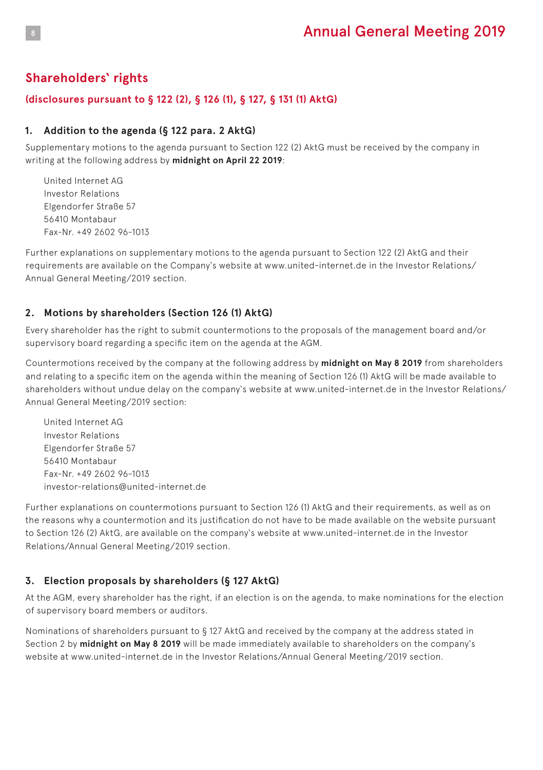## Shareholders' rights

### (disclosures pursuant to § 122 (2), § 126 (1), § 127, § 131 (1) AktG)

#### 1. Addition to the agenda (§ 122 para. 2 AktG)

Supplementary motions to the agenda pursuant to Section 122 (2) AktG must be received by the company in writing at the following address by **midnight on April 22 2019**:

United Internet AG
Investor Relations
Elgendorfer Straße 57
56410 Montabaur
Fax-Nr. +49 2602 96-1013

Further explanations on supplementary motions to the agenda pursuant to Section 122 (2) AktG and their requirements are available on the Company's website at www.united-internet.de in the Investor Relations/ Annual General Meeting/2019 section.

#### 2. Motions by shareholders (Section 126 (1) AktG)

Every shareholder has the right to submit countermotions to the proposals of the management board and/or supervisory board regarding a specific item on the agenda at the AGM.

Countermotions received by the company at the following address by **midnight on May 8 2019** from shareholders and relating to a specific item on the agenda within the meaning of Section 126 (1) AktG will be made available to shareholders without undue delay on the company's website at www.united-internet.de in the Investor Relations/ Annual General Meeting/2019 section:

United Internet AG
Investor Relations
Elgendorfer Straße 57
56410 Montabaur
Fax-Nr. +49 2602 96-1013
investor-relations@united-internet.de

Further explanations on countermotions pursuant to Section 126 (1) AktG and their requirements, as well as on the reasons why a countermotion and its justification do not have to be made available on the website pursuant to Section 126 (2) AktG, are available on the company's website at www.united-internet.de in the Investor Relations/Annual General Meeting/2019 section.

#### 3. Election proposals by shareholders (§ 127 AktG)

At the AGM, every shareholder has the right, if an election is on the agenda, to make nominations for the election of supervisory board members or auditors.

Nominations of shareholders pursuant to § 127 AktG and received by the company at the address stated in Section 2 by **midnight on May 8 2019** will be made immediately available to shareholders on the company's website at www.united-internet.de in the Investor Relations/Annual General Meeting/2019 section.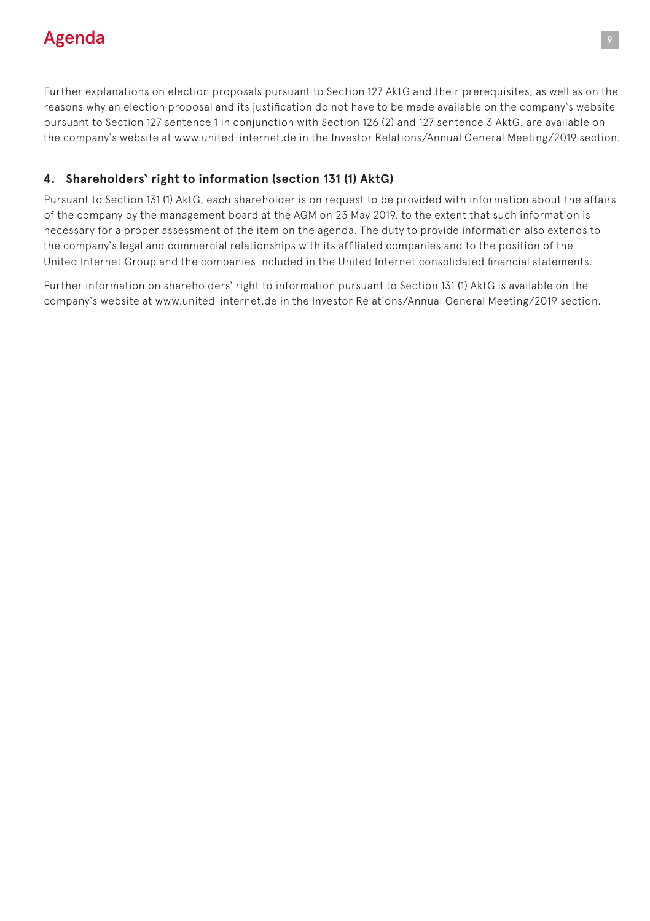Further explanations on election proposals pursuant to Section 127 AktG and their prerequisites, as well as on the reasons why an election proposal and its justification do not have to be made available on the company`s website pursuant to Section 127 sentence 1 in conjunction with Section 126 (2) and 127 sentence 3 AktG, are available on the company`s website at www.united-internet.de in the Investor Relations/Annual General Meeting/2019 section.

### 4. Shareholders` right to information (section 131 (1) AktG)

Pursuant to Section 131 (1) AktG, each shareholder is on request to be provided with information about the affairs of the company by the management board at the AGM on 23 May 2019, to the extent that such information is necessary for a proper assessment of the item on the agenda. The duty to provide information also extends to the company`s legal and commercial relationships with its affiliated companies and to the position of the United Internet Group and the companies included in the United Internet consolidated financial statements.

Further information on shareholders` right to information pursuant to Section 131 (1) AktG is available on the company`s website at www.united-internet.de in the Investor Relations/Annual General Meeting/2019 section.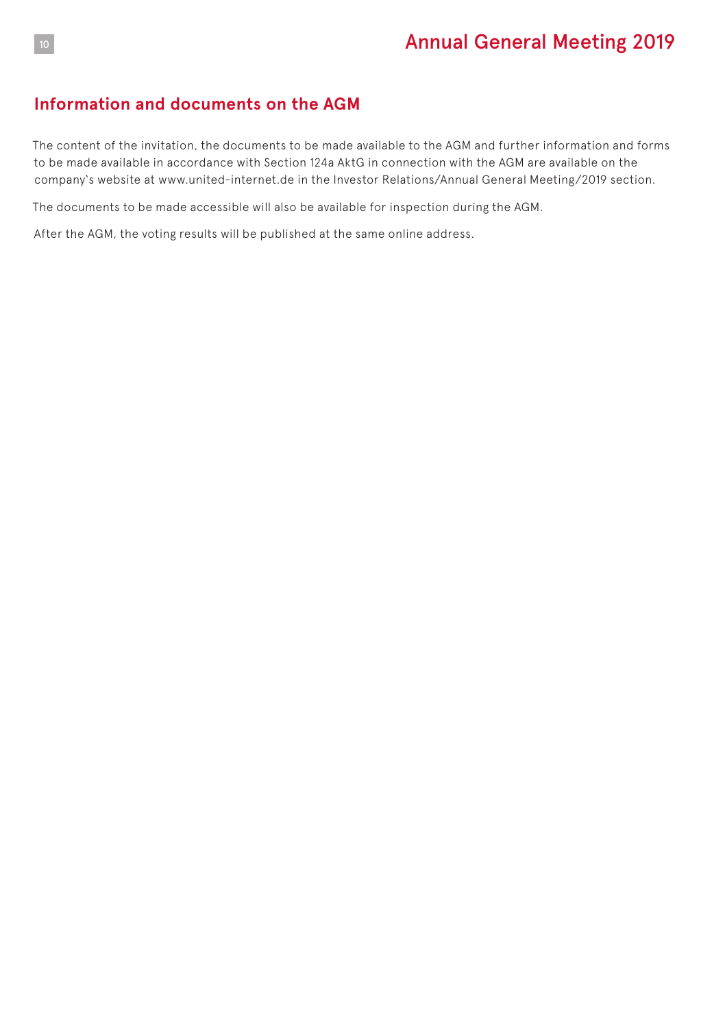## Information and documents on the AGM

The content of the invitation, the documents to be made available to the AGM and further information and forms to be made available in accordance with Section 124a AktG in connection with the AGM are available on the company`s website at www.united-internet.de in the Investor Relations/Annual General Meeting/2019 section.

The documents to be made accessible will also be available for inspection during the AGM.

After the AGM, the voting results will be published at the same online address.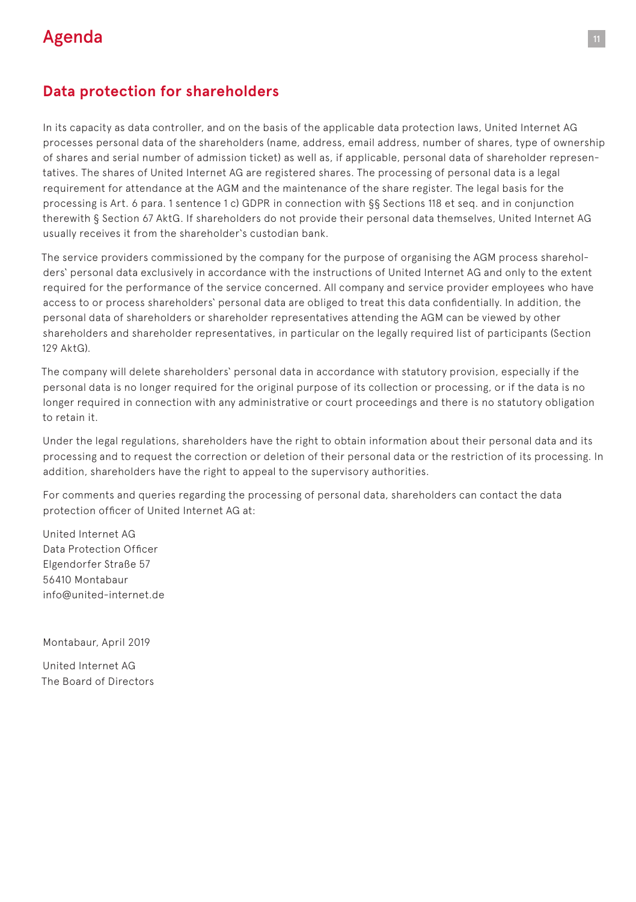## Data protection for shareholders

In its capacity as data controller, and on the basis of the applicable data protection laws, United Internet AG processes personal data of the shareholders (name, address, email address, number of shares, type of ownership of shares and serial number of admission ticket) as well as, if applicable, personal data of shareholder representatives. The shares of United Internet AG are registered shares. The processing of personal data is a legal requirement for attendance at the AGM and the maintenance of the share register. The legal basis for the processing is Art. 6 para. 1 sentence 1 c) GDPR in connection with §§ Sections 118 et seq. and in conjunction therewith § Section 67 AktG. If shareholders do not provide their personal data themselves, United Internet AG usually receives it from the shareholder`s custodian bank.

The service providers commissioned by the company for the purpose of organising the AGM process shareholders` personal data exclusively in accordance with the instructions of United Internet AG and only to the extent required for the performance of the service concerned. All company and service provider employees who have access to or process shareholders` personal data are obliged to treat this data confidentially. In addition, the personal data of shareholders or shareholder representatives attending the AGM can be viewed by other shareholders and shareholder representatives, in particular on the legally required list of participants (Section 129 AktG).

The company will delete shareholders` personal data in accordance with statutory provision, especially if the personal data is no longer required for the original purpose of its collection or processing, or if the data is no longer required in connection with any administrative or court proceedings and there is no statutory obligation to retain it.

Under the legal regulations, shareholders have the right to obtain information about their personal data and its processing and to request the correction or deletion of their personal data or the restriction of its processing. In addition, shareholders have the right to appeal to the supervisory authorities.

For comments and queries regarding the processing of personal data, shareholders can contact the data protection officer of United Internet AG at:

United Internet AG  
Data Protection Officer  
Elgendorfer Straße 57  
56410 Montabaur  
info@united-internet.de

Montabaur, April 2019

United Internet AG  
The Board of Directors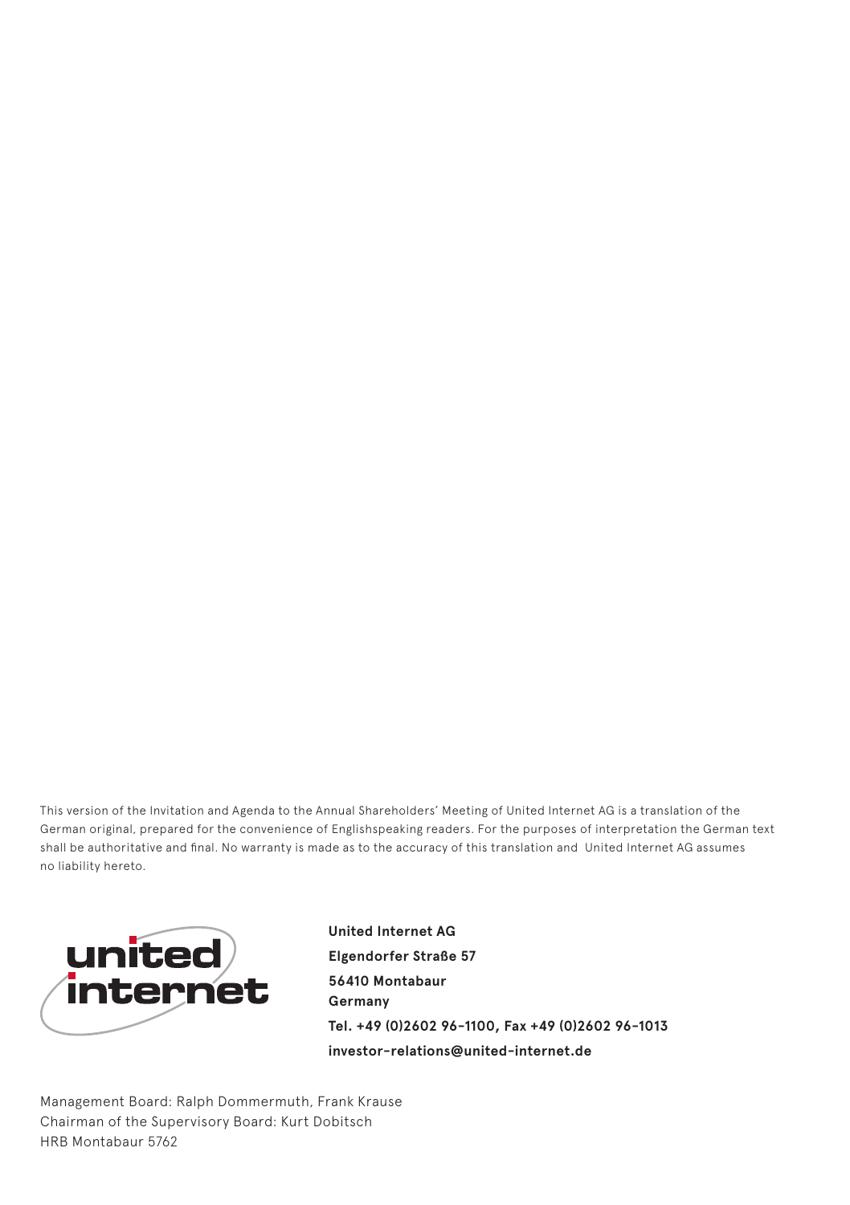This version of the Invitation and Agenda to the Annual Shareholders' Meeting of United Internet AG is a translation of the German original, prepared for the convenience of Englishspeaking readers. For the purposes of interpretation the German text shall be authoritative and final. No warranty is made as to the accuracy of this translation and United Internet AG assumes no liability hereto.

**United Internet AG**
**Elgendorfer Straße 57**
**56410 Montabaur**
**Germany**
**Tel. +49 (0)2602 96-1100, Fax +49 (0)2602 96-1013**
**investor-relations@united-internet.de**

Management Board: Ralph Dommermuth, Frank Krause
Chairman of the Supervisory Board: Kurt Dobitsch
HRB Montabaur 5762